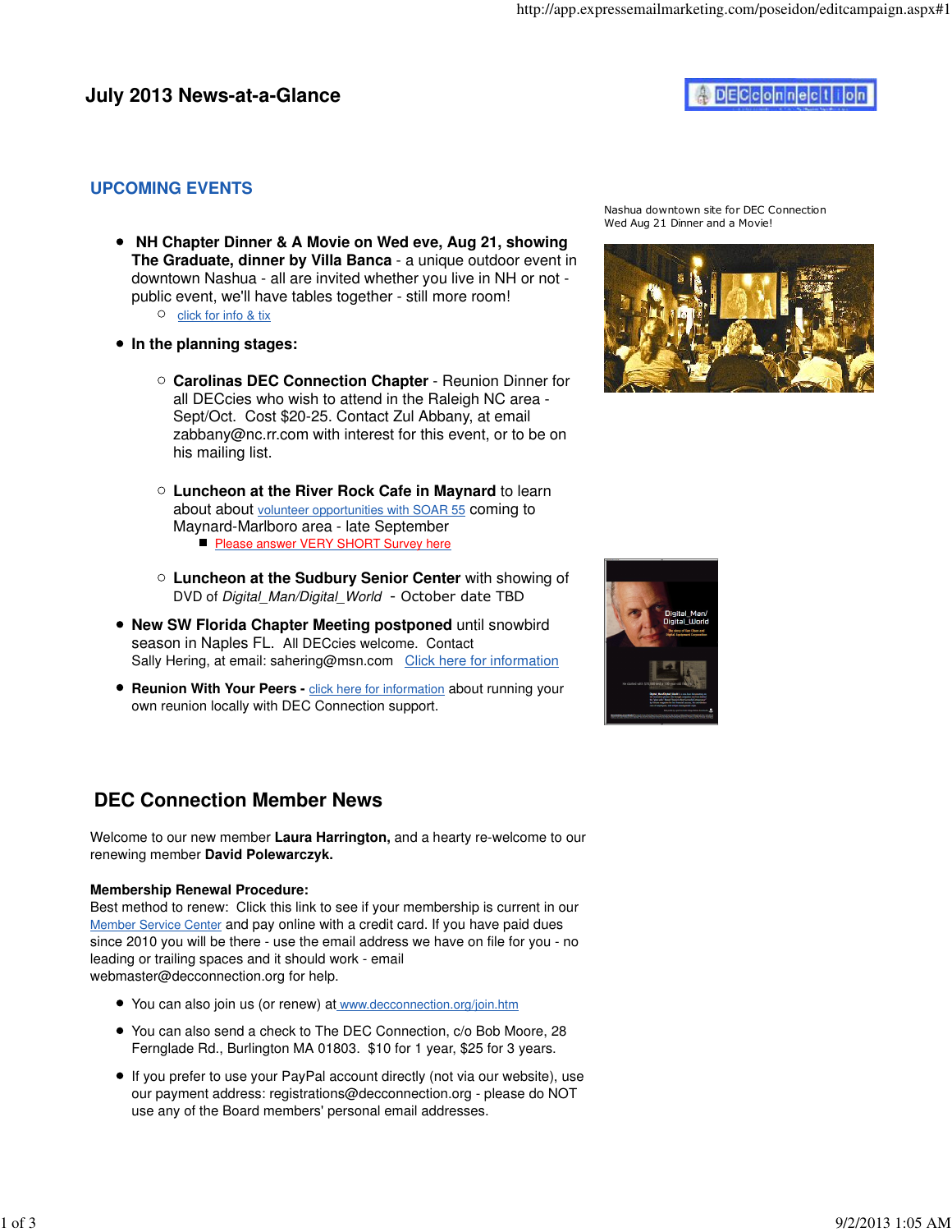# July 2013 News-at-a-Glance

## UPCOMING EVENTS

Nashua downtown site for DEC Connection Wed Aug 21 Dinner and a Movie!

- **NH Chapter Dinner & A Movie on Wed eve, Aug 21, showing The Graduate, dinner by Villa Banca** - a unique outdoor event in downtown Nashua - all are invited whether you live in NH or not - public event, we'll have tables together - still more room!
  - click for info & tix
- **In the planning stages:**
  - **Carolinas DEC Connection Chapter** - Reunion Dinner for all DECcies who wish to attend in the Raleigh NC area - Sept/Oct. Cost $20-25. Contact Zul Abbany, at email zabbany@nc.rr.com with interest for this event, or to be on his mailing list.
  - **Luncheon at the River Rock Cafe in Maynard** to learn about about volunteer opportunities with SOAR 55 coming to Maynard-Marlboro area - late September
    - Please answer VERY SHORT Survey here
  - **Luncheon at the Sudbury Senior Center** with showing of DVD of *Digital_Man/Digital_World* - October date TBD
- **New SW Florida Chapter Meeting postponed** until snowbird season in Naples FL. All DECcies welcome. Contact Sally Hering, at email: sahering@msn.com Click here for information
- **Reunion With Your Peers -** click here for information about running your own reunion locally with DEC Connection support.

## DEC Connection Member News

Welcome to our new member **Laura Harrington,** and a hearty re-welcome to our renewing member **David Polewarczyk.**

**Membership Renewal Procedure:**
Best method to renew: Click this link to see if your membership is current in our Member Service Center and pay online with a credit card. If you have paid dues since 2010 you will be there - use the email address we have on file for you - no leading or trailing spaces and it should work - email webmaster@decconnection.org for help.

- You can also join us (or renew) at www.decconnection.org/join.htm
- You can also send a check to The DEC Connection, c/o Bob Moore, 28 Fernglade Rd., Burlington MA 01803. $10 for 1 year, $25 for 3 years.
- If you prefer to use your PayPal account directly (not via our website), use our payment address: registrations@decconnection.org - please do NOT use any of the Board members' personal email addresses.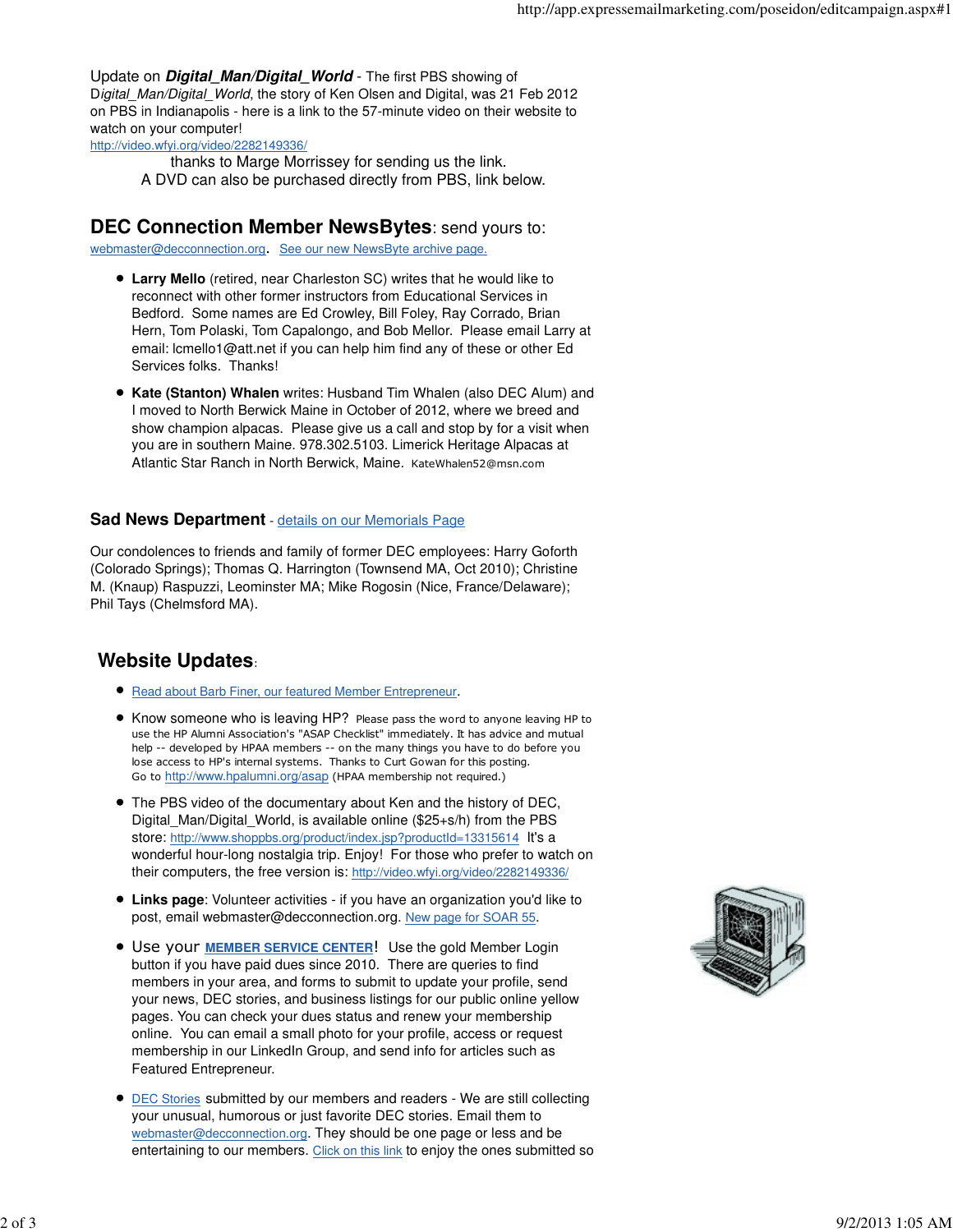Update on ***Digital_Man/Digital_World*** - The first PBS showing of D*igital_Man/Digital_World*, the story of Ken Olsen and Digital, was 21 Feb 2012 on PBS in Indianapolis - here is a link to the 57-minute video on their website to watch on your computer!
http://video.wfyi.org/video/2282149336/

thanks to Marge Morrissey for sending us the link.
A DVD can also be purchased directly from PBS, link below.

## DEC Connection Member NewsBytes: send yours to:

webmaster@decconnection.org. See our new NewsByte archive page.

- **Larry Mello** (retired, near Charleston SC) writes that he would like to reconnect with other former instructors from Educational Services in Bedford. Some names are Ed Crowley, Bill Foley, Ray Corrado, Brian Hern, Tom Polaski, Tom Capalongo, and Bob Mellor. Please email Larry at email: lcmello1@att.net if you can help him find any of these or other Ed Services folks. Thanks!
- **Kate (Stanton) Whalen** writes: Husband Tim Whalen (also DEC Alum) and I moved to North Berwick Maine in October of 2012, where we breed and show champion alpacas. Please give us a call and stop by for a visit when you are in southern Maine. 978.302.5103. Limerick Heritage Alpacas at Atlantic Star Ranch in North Berwick, Maine. KateWhalen52@msn.com

### Sad News Department - details on our Memorials Page

Our condolences to friends and family of former DEC employees: Harry Goforth (Colorado Springs); Thomas Q. Harrington (Townsend MA, Oct 2010); Christine M. (Knaup) Raspuzzi, Leominster MA; Mike Rogosin (Nice, France/Delaware); Phil Tays (Chelmsford MA).

## Website Updates:

- Read about Barb Finer, our featured Member Entrepreneur.
- Know someone who is leaving HP? Please pass the word to anyone leaving HP to use the HP Alumni Association's "ASAP Checklist" immediately. It has advice and mutual help -- developed by HPAA members -- on the many things you have to do before you lose access to HP's internal systems. Thanks to Curt Gowan for this posting.
Go to http://www.hpalumni.org/asap (HPAA membership not required.)
- The PBS video of the documentary about Ken and the history of DEC, Digital_Man/Digital_World, is available online ($25+s/h) from the PBS store: http://www.shoppbs.org/product/index.jsp?productId=13315614 It's a wonderful hour-long nostalgia trip. Enjoy! For those who prefer to watch on their computers, the free version is: http://video.wfyi.org/video/2282149336/
- **Links page**: Volunteer activities - if you have an organization you'd like to post, email webmaster@decconnection.org. New page for SOAR 55.
- Use your **MEMBER SERVICE CENTER**! Use the gold Member Login button if you have paid dues since 2010. There are queries to find members in your area, and forms to submit to update your profile, send your news, DEC stories, and business listings for our public online yellow pages. You can check your dues status and renew your membership online. You can email a small photo for your profile, access or request membership in our LinkedIn Group, and send info for articles such as Featured Entrepreneur.
- DEC Stories submitted by our members and readers - We are still collecting your unusual, humorous or just favorite DEC stories. Email them to webmaster@decconnection.org. They should be one page or less and be entertaining to our members. Click on this link to enjoy the ones submitted so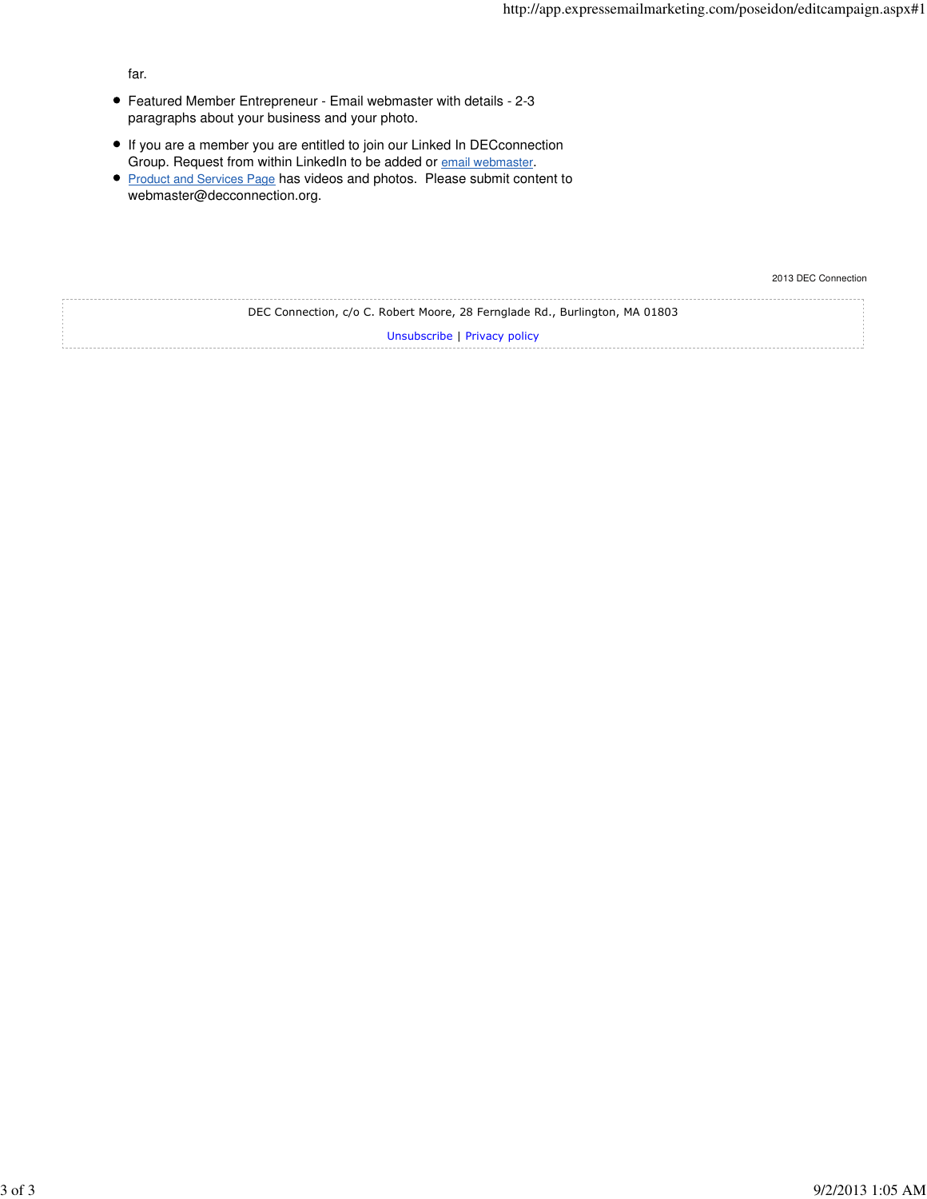far.

- Featured Member Entrepreneur - Email webmaster with details - 2-3 paragraphs about your business and your photo.
- If you are a member you are entitled to join our Linked In DECconnection Group. Request from within LinkedIn to be added or email webmaster.
- Product and Services Page has videos and photos. Please submit content to webmaster@decconnection.org.

2013 DEC Connection

DEC Connection, c/o C. Robert Moore, 28 Fernglade Rd., Burlington, MA 01803

Unsubscribe | Privacy policy